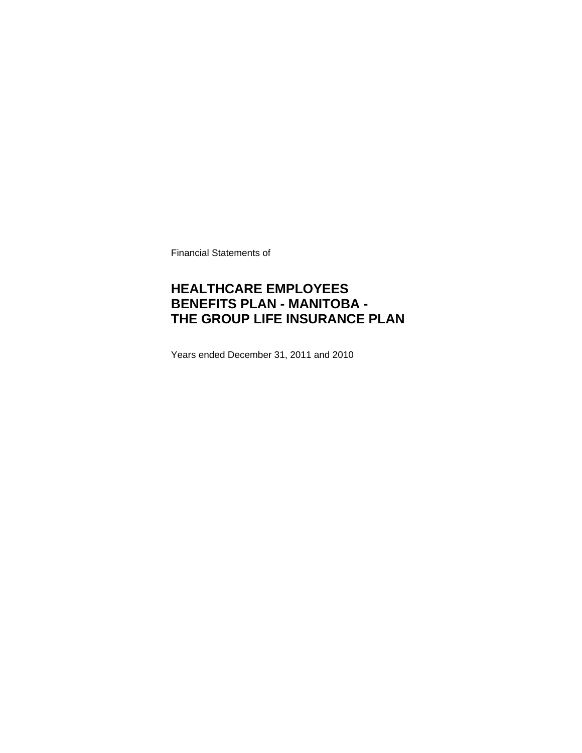Financial Statements of

# HEALTHCARE EMPLOYEES BENEFITS PLAN - MANITOBA - THE GROUP LIFE INSURANCE PLAN

Years ended December 31, 2011 and 2010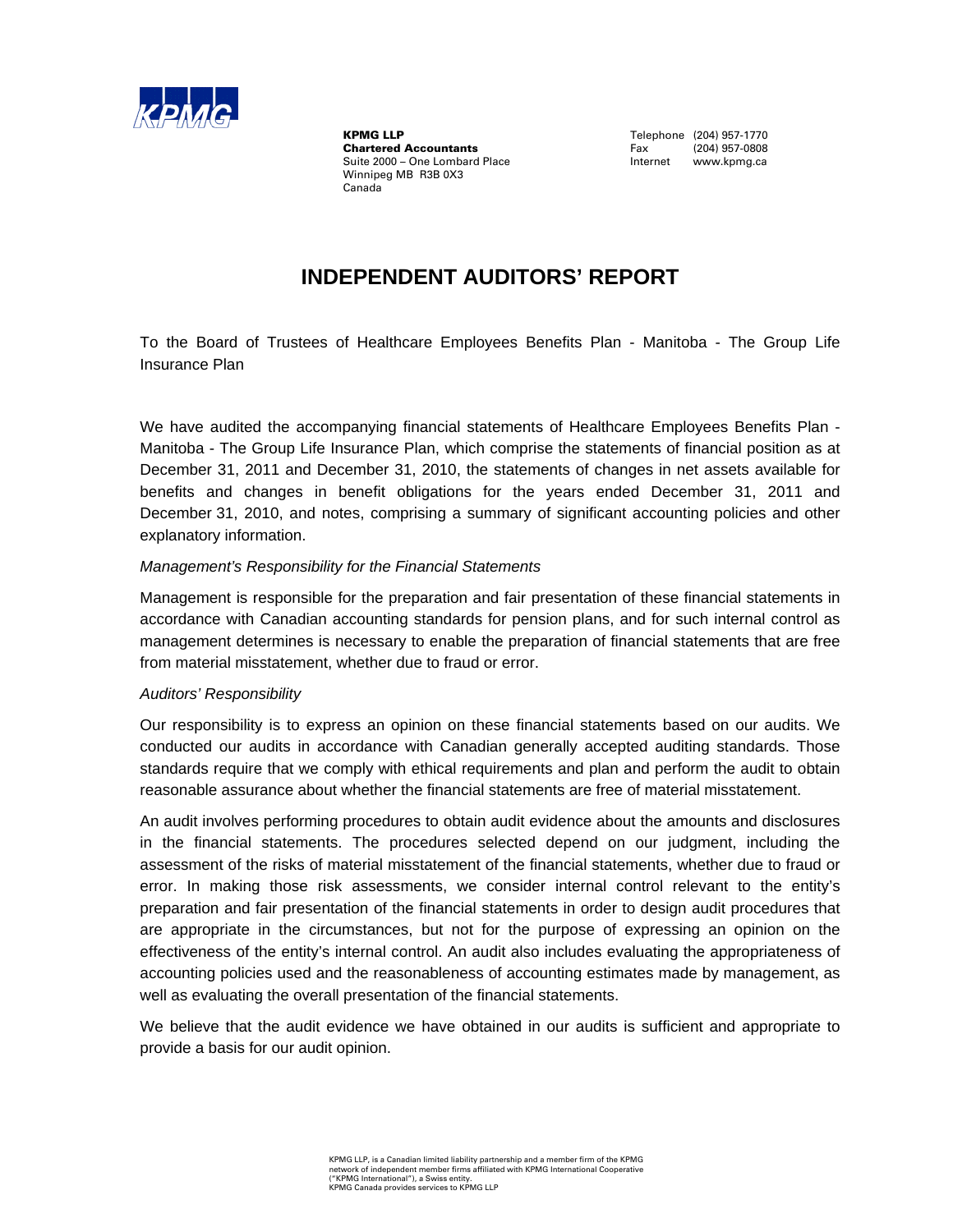**KPMG LLP**
**Chartered Accountants**
Suite 2000 – One Lombard Place
Winnipeg MB R3B 0X3
Canada

Telephone (204) 957-1770
Fax (204) 957-0808
Internet www.kpmg.ca

# INDEPENDENT AUDITORS' REPORT

To the Board of Trustees of Healthcare Employees Benefits Plan - Manitoba - The Group Life Insurance Plan

We have audited the accompanying financial statements of Healthcare Employees Benefits Plan - Manitoba - The Group Life Insurance Plan, which comprise the statements of financial position as at December 31, 2011 and December 31, 2010, the statements of changes in net assets available for benefits and changes in benefit obligations for the years ended December 31, 2011 and December 31, 2010, and notes, comprising a summary of significant accounting policies and other explanatory information.

*Management's Responsibility for the Financial Statements*

Management is responsible for the preparation and fair presentation of these financial statements in accordance with Canadian accounting standards for pension plans, and for such internal control as management determines is necessary to enable the preparation of financial statements that are free from material misstatement, whether due to fraud or error.

*Auditors' Responsibility*

Our responsibility is to express an opinion on these financial statements based on our audits. We conducted our audits in accordance with Canadian generally accepted auditing standards. Those standards require that we comply with ethical requirements and plan and perform the audit to obtain reasonable assurance about whether the financial statements are free of material misstatement.

An audit involves performing procedures to obtain audit evidence about the amounts and disclosures in the financial statements. The procedures selected depend on our judgment, including the assessment of the risks of material misstatement of the financial statements, whether due to fraud or error. In making those risk assessments, we consider internal control relevant to the entity's preparation and fair presentation of the financial statements in order to design audit procedures that are appropriate in the circumstances, but not for the purpose of expressing an opinion on the effectiveness of the entity's internal control. An audit also includes evaluating the appropriateness of accounting policies used and the reasonableness of accounting estimates made by management, as well as evaluating the overall presentation of the financial statements.

We believe that the audit evidence we have obtained in our audits is sufficient and appropriate to provide a basis for our audit opinion.

KPMG LLP, is a Canadian limited liability partnership and a member firm of the KPMG network of independent member firms affiliated with KPMG International Cooperative ("KPMG International"), a Swiss entity.
KPMG Canada provides services to KPMG LLP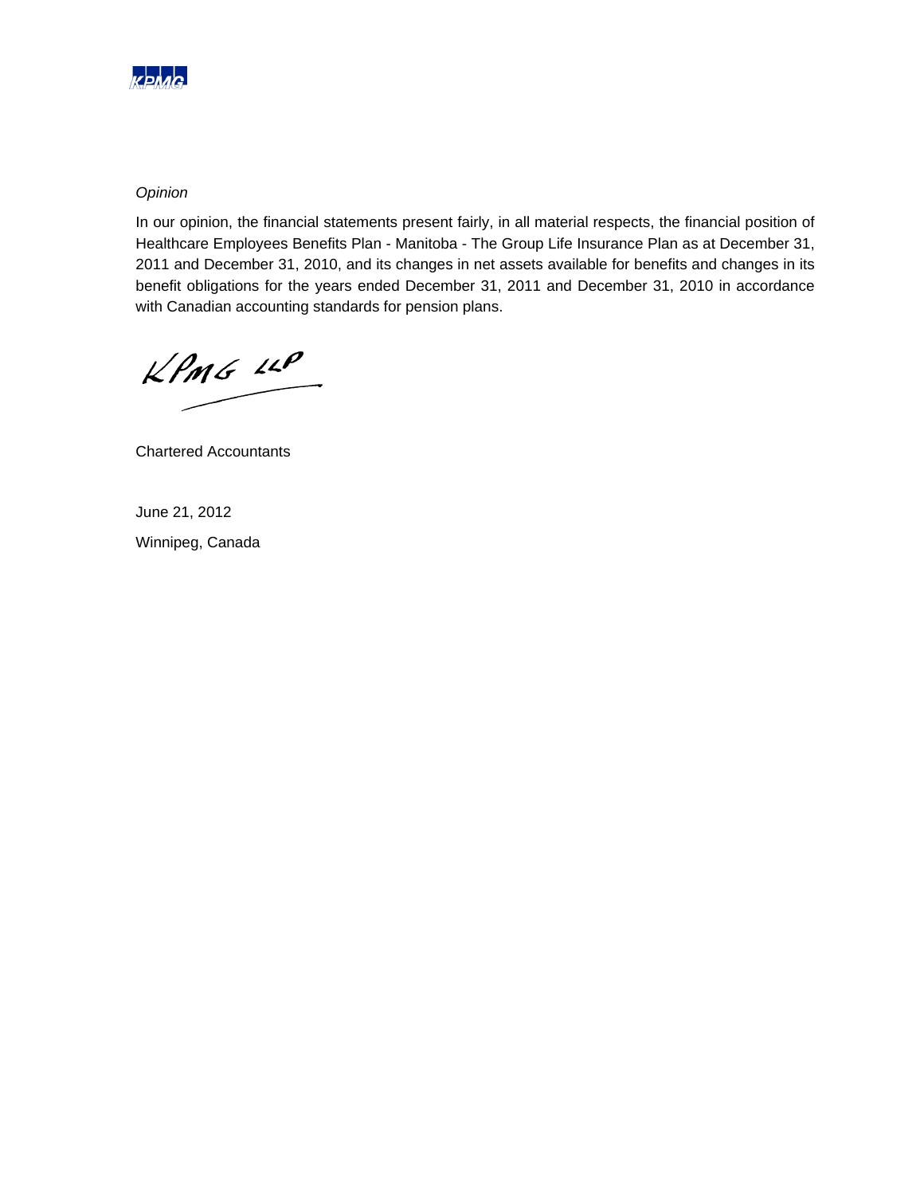*Opinion*

In our opinion, the financial statements present fairly, in all material respects, the financial position of Healthcare Employees Benefits Plan - Manitoba - The Group Life Insurance Plan as at December 31, 2011 and December 31, 2010, and its changes in net assets available for benefits and changes in its benefit obligations for the years ended December 31, 2011 and December 31, 2010 in accordance with Canadian accounting standards for pension plans.

KPMG LLP

Chartered Accountants

June 21, 2012

Winnipeg, Canada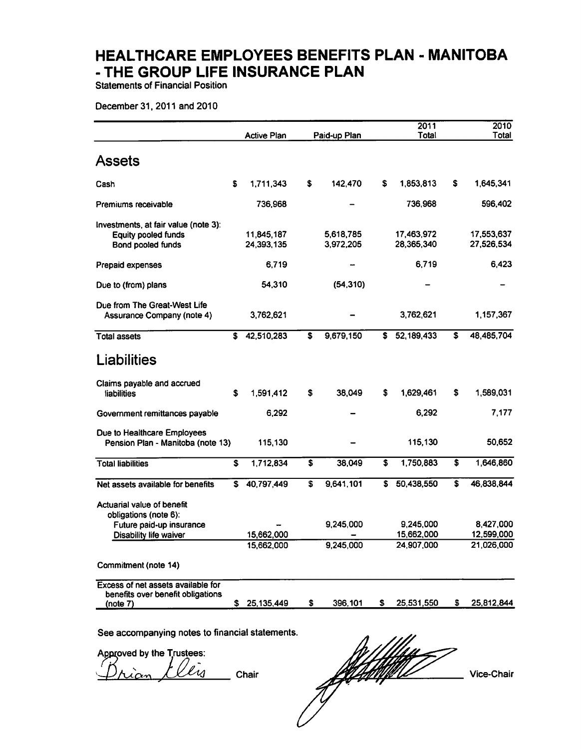# HEALTHCARE EMPLOYEES BENEFITS PLAN - MANITOBA - THE GROUP LIFE INSURANCE PLAN

Statements of Financial Position

December 31, 2011 and 2010

| | Active Plan | Paid-up Plan | 2011 Total | 2010 Total |
|---|---|---|---|---|
| **Assets** | | | | |
| Cash | $ 1,711,343 | $ 142,470 | $ 1,853,813 | $ 1,645,341 |
| Premiums receivable | 736,968 | – | 736,968 | 596,402 |
| Investments, at fair value (note 3): | | | | |
| Equity pooled funds | 11,845,187 | 5,618,785 | 17,463,972 | 17,553,637 |
| Bond pooled funds | 24,393,135 | 3,972,205 | 28,365,340 | 27,526,534 |
| Prepaid expenses | 6,719 | – | 6,719 | 6,423 |
| Due to (from) plans | 54,310 | (54,310) | – | – |
| Due from The Great-West Life Assurance Company (note 4) | 3,762,621 | – | 3,762,621 | 1,157,367 |
| Total assets | $ 42,510,283 | $ 9,679,150 | $ 52,189,433 | $ 48,485,704 |
| **Liabilities** | | | | |
| Claims payable and accrued liabilities | $ 1,591,412 | $ 38,049 | $ 1,629,461 | $ 1,589,031 |
| Government remittances payable | 6,292 | – | 6,292 | 7,177 |
| Due to Healthcare Employees Pension Plan - Manitoba (note 13) | 115,130 | – | 115,130 | 50,652 |
| Total liabilities | $ 1,712,834 | $ 38,049 | $ 1,750,883 | $ 1,646,860 |
| Net assets available for benefits | $ 40,797,449 | $ 9,641,101 | $ 50,438,550 | $ 46,838,844 |
| Actuarial value of benefit obligations (note 6): | | | | |
| Future paid-up insurance | – | 9,245,000 | 9,245,000 | 8,427,000 |
| Disability life waiver | 15,662,000 | – | 15,662,000 | 12,599,000 |
| | 15,662,000 | 9,245,000 | 24,907,000 | 21,026,000 |
| Commitment (note 14) | | | | |
| Excess of net assets available for benefits over benefit obligations (note 7) | $ 25,135,449 | $ 396,101 | $ 25,531,550 | $ 25,812,844 |

See accompanying notes to financial statements.

Approved by the Trustees:

Brian Ellis Chair

_______________ Vice-Chair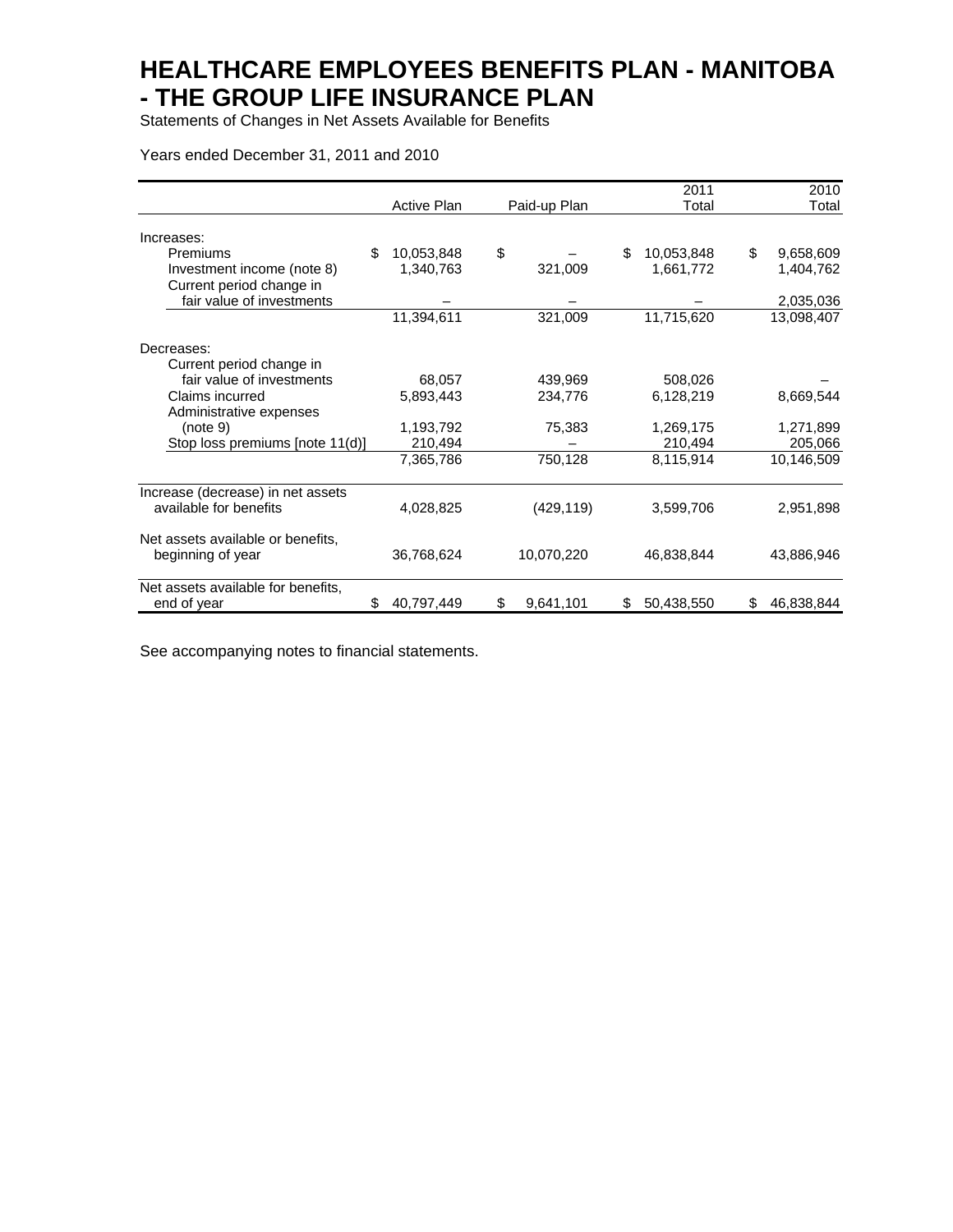# HEALTHCARE EMPLOYEES BENEFITS PLAN - MANITOBA - THE GROUP LIFE INSURANCE PLAN

Statements of Changes in Net Assets Available for Benefits

Years ended December 31, 2011 and 2010

| | Active Plan | Paid-up Plan | 2011 Total | 2010 Total |
|---|---|---|---|---|
| Increases: | | | | |
| Premiums | $ 10,053,848 | $ – | $ 10,053,848 | $ 9,658,609 |
| Investment income (note 8) | 1,340,763 | 321,009 | 1,661,772 | 1,404,762 |
| Current period change in fair value of investments | – | – | – | 2,035,036 |
| | 11,394,611 | 321,009 | 11,715,620 | 13,098,407 |
| Decreases: | | | | |
| Current period change in fair value of investments | 68,057 | 439,969 | 508,026 | – |
| Claims incurred | 5,893,443 | 234,776 | 6,128,219 | 8,669,544 |
| Administrative expenses (note 9) | 1,193,792 | 75,383 | 1,269,175 | 1,271,899 |
| Stop loss premiums [note 11(d)] | 210,494 | – | 210,494 | 205,066 |
| | 7,365,786 | 750,128 | 8,115,914 | 10,146,509 |
| Increase (decrease) in net assets available for benefits | 4,028,825 | (429,119) | 3,599,706 | 2,951,898 |
| Net assets available or benefits, beginning of year | 36,768,624 | 10,070,220 | 46,838,844 | 43,886,946 |
| Net assets available for benefits, end of year | $ 40,797,449 | $ 9,641,101 | $ 50,438,550 | $ 46,838,844 |

See accompanying notes to financial statements.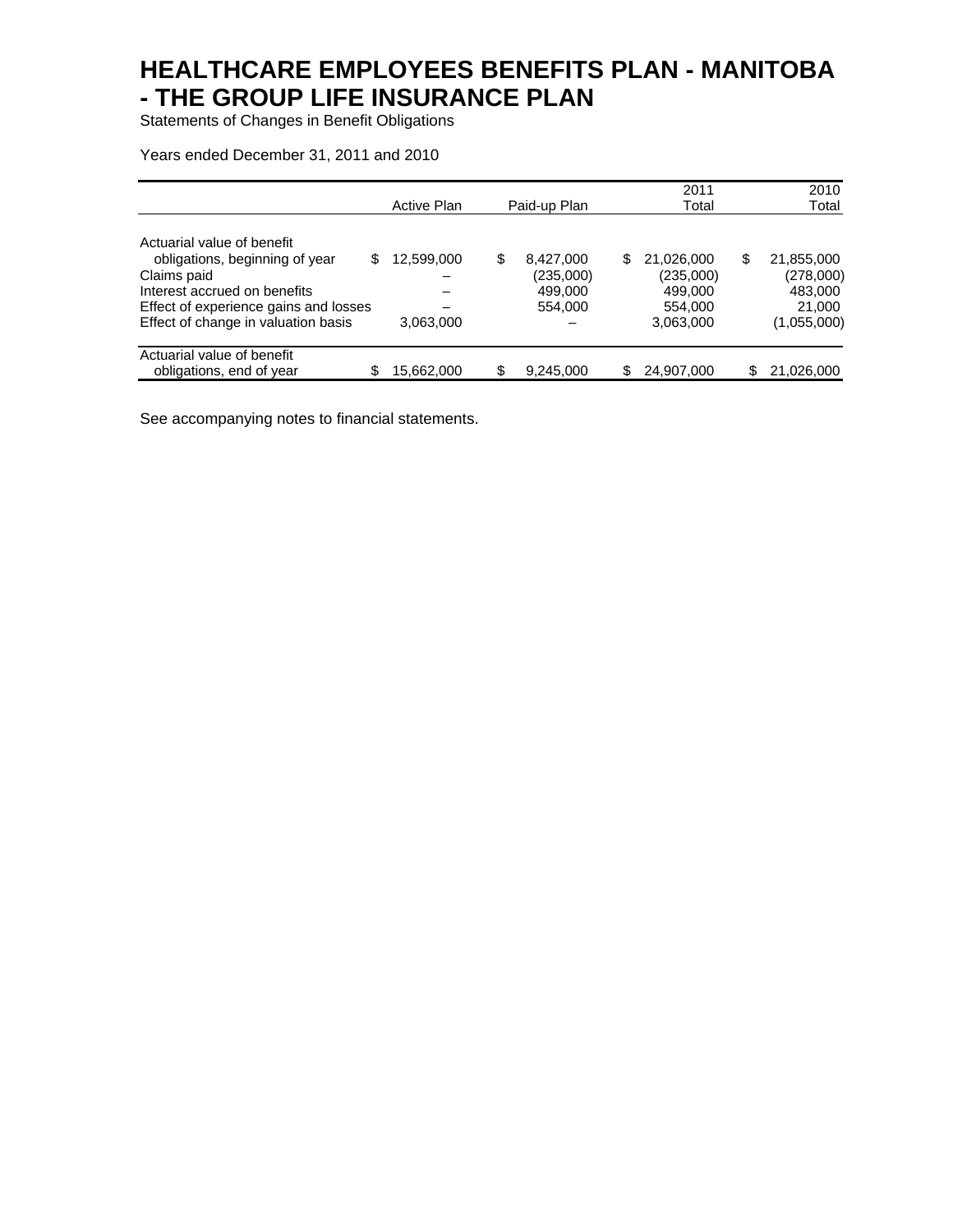# HEALTHCARE EMPLOYEES BENEFITS PLAN - MANITOBA - THE GROUP LIFE INSURANCE PLAN

Statements of Changes in Benefit Obligations

Years ended December 31, 2011 and 2010

| | Active Plan | Paid-up Plan | 2011 Total | 2010 Total |
|---|---|---|---|---|
| Actuarial value of benefit obligations, beginning of year | $ 12,599,000 | $ 8,427,000 | $ 21,026,000 | $ 21,855,000 |
| Claims paid | – | (235,000) | (235,000) | (278,000) |
| Interest accrued on benefits | – | 499,000 | 499,000 | 483,000 |
| Effect of experience gains and losses | – | 554,000 | 554,000 | 21,000 |
| Effect of change in valuation basis | 3,063,000 | – | 3,063,000 | (1,055,000) |
| Actuarial value of benefit obligations, end of year | $ 15,662,000 | $ 9,245,000 | $ 24,907,000 | $ 21,026,000 |

See accompanying notes to financial statements.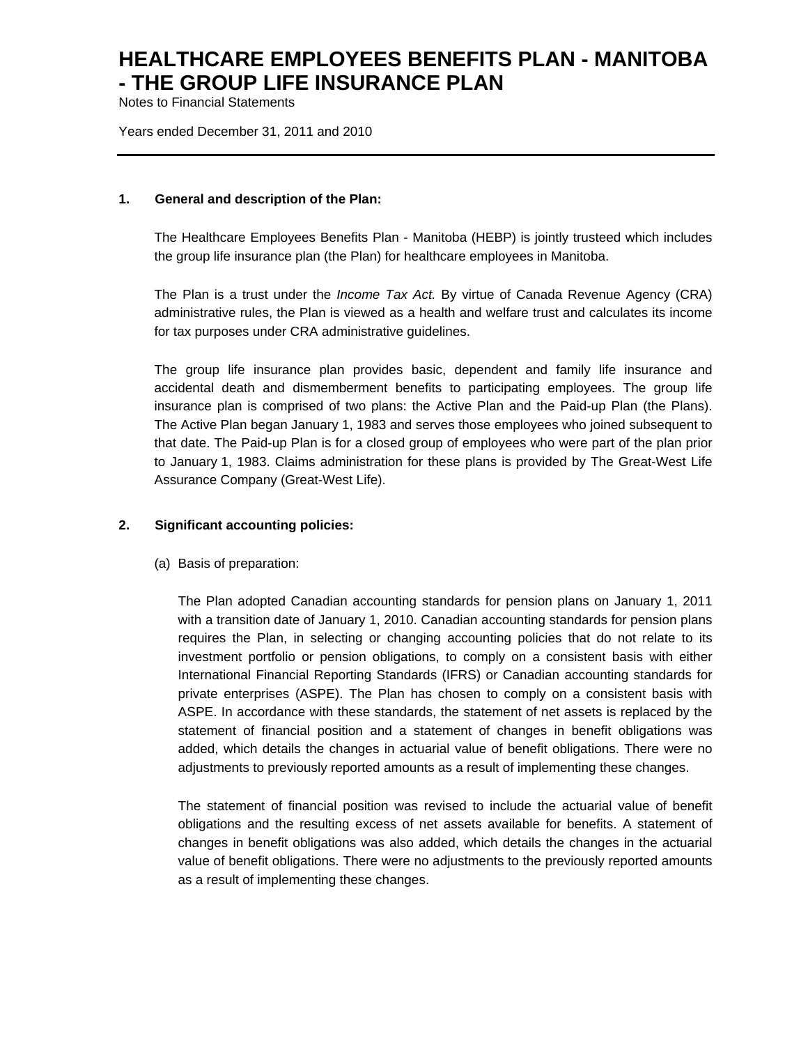# HEALTHCARE EMPLOYEES BENEFITS PLAN - MANITOBA - THE GROUP LIFE INSURANCE PLAN

Notes to Financial Statements

Years ended December 31, 2011 and 2010

---

**1. General and description of the Plan:**

The Healthcare Employees Benefits Plan - Manitoba (HEBP) is jointly trusteed which includes the group life insurance plan (the Plan) for healthcare employees in Manitoba.

The Plan is a trust under the *Income Tax Act.* By virtue of Canada Revenue Agency (CRA) administrative rules, the Plan is viewed as a health and welfare trust and calculates its income for tax purposes under CRA administrative guidelines.

The group life insurance plan provides basic, dependent and family life insurance and accidental death and dismemberment benefits to participating employees. The group life insurance plan is comprised of two plans: the Active Plan and the Paid-up Plan (the Plans). The Active Plan began January 1, 1983 and serves those employees who joined subsequent to that date. The Paid-up Plan is for a closed group of employees who were part of the plan prior to January 1, 1983. Claims administration for these plans is provided by The Great-West Life Assurance Company (Great-West Life).

**2. Significant accounting policies:**

(a) Basis of preparation:

The Plan adopted Canadian accounting standards for pension plans on January 1, 2011 with a transition date of January 1, 2010. Canadian accounting standards for pension plans requires the Plan, in selecting or changing accounting policies that do not relate to its investment portfolio or pension obligations, to comply on a consistent basis with either International Financial Reporting Standards (IFRS) or Canadian accounting standards for private enterprises (ASPE). The Plan has chosen to comply on a consistent basis with ASPE. In accordance with these standards, the statement of net assets is replaced by the statement of financial position and a statement of changes in benefit obligations was added, which details the changes in actuarial value of benefit obligations. There were no adjustments to previously reported amounts as a result of implementing these changes.

The statement of financial position was revised to include the actuarial value of benefit obligations and the resulting excess of net assets available for benefits. A statement of changes in benefit obligations was also added, which details the changes in the actuarial value of benefit obligations. There were no adjustments to the previously reported amounts as a result of implementing these changes.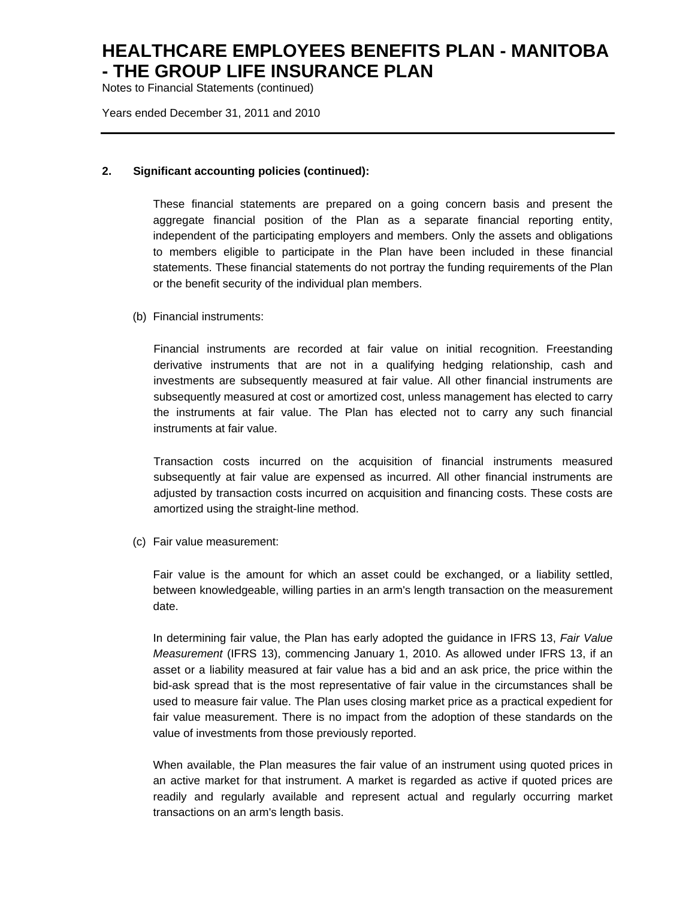## 2. Significant accounting policies (continued):

These financial statements are prepared on a going concern basis and present the aggregate financial position of the Plan as a separate financial reporting entity, independent of the participating employers and members. Only the assets and obligations to members eligible to participate in the Plan have been included in these financial statements. These financial statements do not portray the funding requirements of the Plan or the benefit security of the individual plan members.

(b) Financial instruments:

Financial instruments are recorded at fair value on initial recognition. Freestanding derivative instruments that are not in a qualifying hedging relationship, cash and investments are subsequently measured at fair value. All other financial instruments are subsequently measured at cost or amortized cost, unless management has elected to carry the instruments at fair value. The Plan has elected not to carry any such financial instruments at fair value.

Transaction costs incurred on the acquisition of financial instruments measured subsequently at fair value are expensed as incurred. All other financial instruments are adjusted by transaction costs incurred on acquisition and financing costs. These costs are amortized using the straight-line method.

(c) Fair value measurement:

Fair value is the amount for which an asset could be exchanged, or a liability settled, between knowledgeable, willing parties in an arm's length transaction on the measurement date.

In determining fair value, the Plan has early adopted the guidance in IFRS 13, *Fair Value Measurement* (IFRS 13), commencing January 1, 2010. As allowed under IFRS 13, if an asset or a liability measured at fair value has a bid and an ask price, the price within the bid-ask spread that is the most representative of fair value in the circumstances shall be used to measure fair value. The Plan uses closing market price as a practical expedient for fair value measurement. There is no impact from the adoption of these standards on the value of investments from those previously reported.

When available, the Plan measures the fair value of an instrument using quoted prices in an active market for that instrument. A market is regarded as active if quoted prices are readily and regularly available and represent actual and regularly occurring market transactions on an arm's length basis.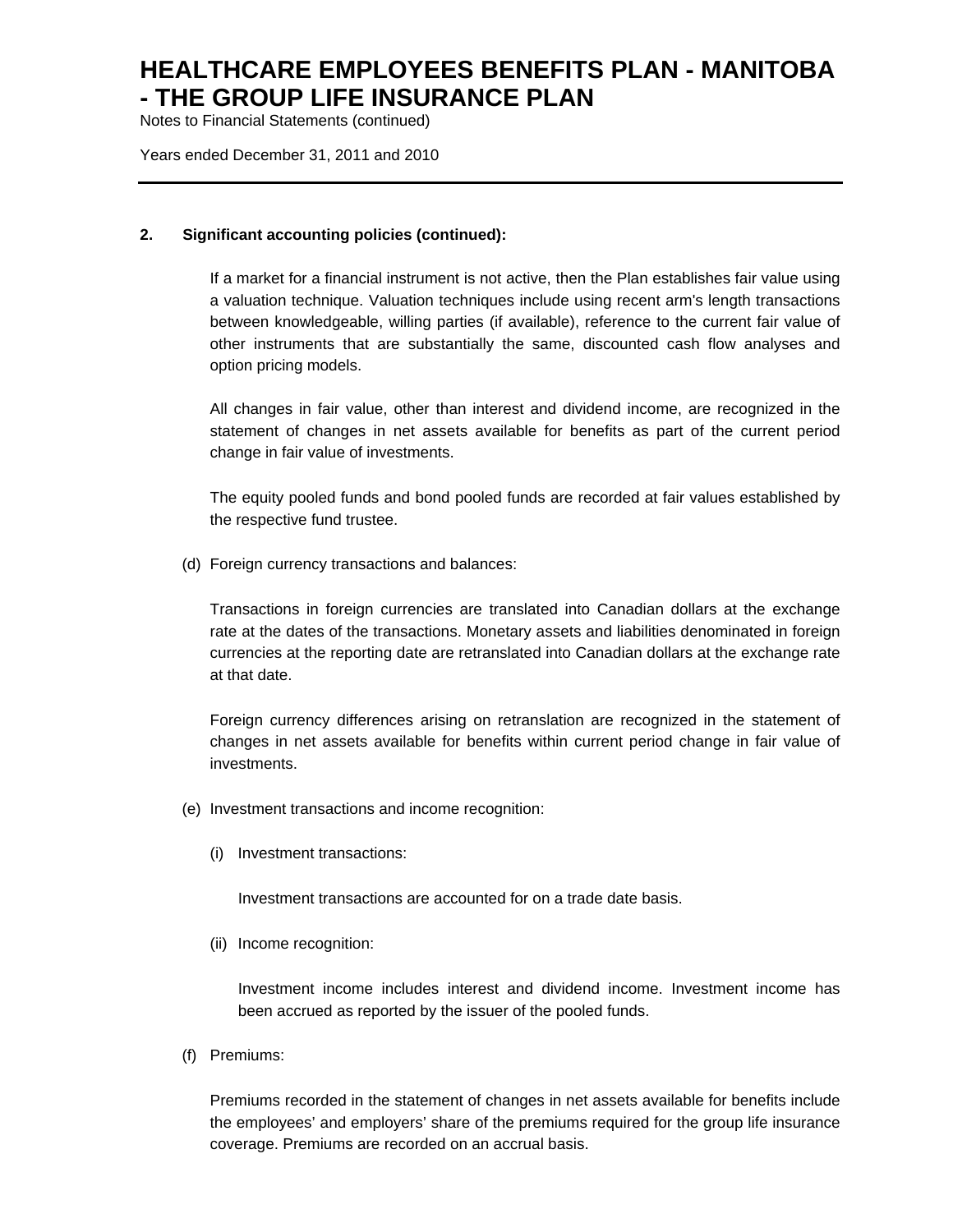# HEALTHCARE EMPLOYEES BENEFITS PLAN - MANITOBA - THE GROUP LIFE INSURANCE PLAN

Notes to Financial Statements (continued)

Years ended December 31, 2011 and 2010

**2. Significant accounting policies (continued):**

If a market for a financial instrument is not active, then the Plan establishes fair value using a valuation technique. Valuation techniques include using recent arm's length transactions between knowledgeable, willing parties (if available), reference to the current fair value of other instruments that are substantially the same, discounted cash flow analyses and option pricing models.

All changes in fair value, other than interest and dividend income, are recognized in the statement of changes in net assets available for benefits as part of the current period change in fair value of investments.

The equity pooled funds and bond pooled funds are recorded at fair values established by the respective fund trustee.

(d) Foreign currency transactions and balances:

Transactions in foreign currencies are translated into Canadian dollars at the exchange rate at the dates of the transactions. Monetary assets and liabilities denominated in foreign currencies at the reporting date are retranslated into Canadian dollars at the exchange rate at that date.

Foreign currency differences arising on retranslation are recognized in the statement of changes in net assets available for benefits within current period change in fair value of investments.

(e) Investment transactions and income recognition:

(i) Investment transactions:

Investment transactions are accounted for on a trade date basis.

(ii) Income recognition:

Investment income includes interest and dividend income. Investment income has been accrued as reported by the issuer of the pooled funds.

(f) Premiums:

Premiums recorded in the statement of changes in net assets available for benefits include the employees' and employers' share of the premiums required for the group life insurance coverage. Premiums are recorded on an accrual basis.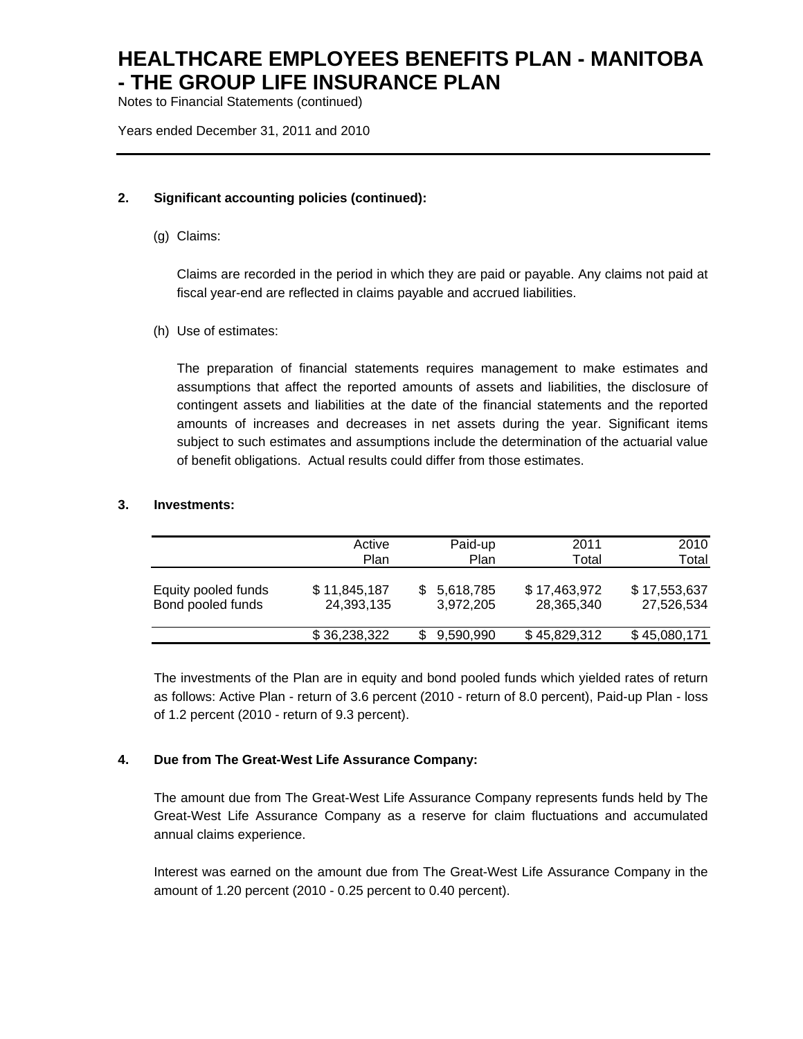# HEALTHCARE EMPLOYEES BENEFITS PLAN - MANITOBA - THE GROUP LIFE INSURANCE PLAN

Notes to Financial Statements (continued)

Years ended December 31, 2011 and 2010

**2. Significant accounting policies (continued):**

(g) Claims:

Claims are recorded in the period in which they are paid or payable. Any claims not paid at fiscal year-end are reflected in claims payable and accrued liabilities.

(h) Use of estimates:

The preparation of financial statements requires management to make estimates and assumptions that affect the reported amounts of assets and liabilities, the disclosure of contingent assets and liabilities at the date of the financial statements and the reported amounts of increases and decreases in net assets during the year. Significant items subject to such estimates and assumptions include the determination of the actuarial value of benefit obligations. Actual results could differ from those estimates.

**3. Investments:**

| | Active Plan | Paid-up Plan | 2011 Total | 2010 Total |
|---|---|---|---|---|
| Equity pooled funds | $ 11,845,187 | $ 5,618,785 | $ 17,463,972 | $ 17,553,637 |
| Bond pooled funds | 24,393,135 | 3,972,205 | 28,365,340 | 27,526,534 |
| | $ 36,238,322 | $ 9,590,990 | $ 45,829,312 | $ 45,080,171 |

The investments of the Plan are in equity and bond pooled funds which yielded rates of return as follows: Active Plan - return of 3.6 percent (2010 - return of 8.0 percent), Paid-up Plan - loss of 1.2 percent (2010 - return of 9.3 percent).

**4. Due from The Great-West Life Assurance Company:**

The amount due from The Great-West Life Assurance Company represents funds held by The Great-West Life Assurance Company as a reserve for claim fluctuations and accumulated annual claims experience.

Interest was earned on the amount due from The Great-West Life Assurance Company in the amount of 1.20 percent (2010 - 0.25 percent to 0.40 percent).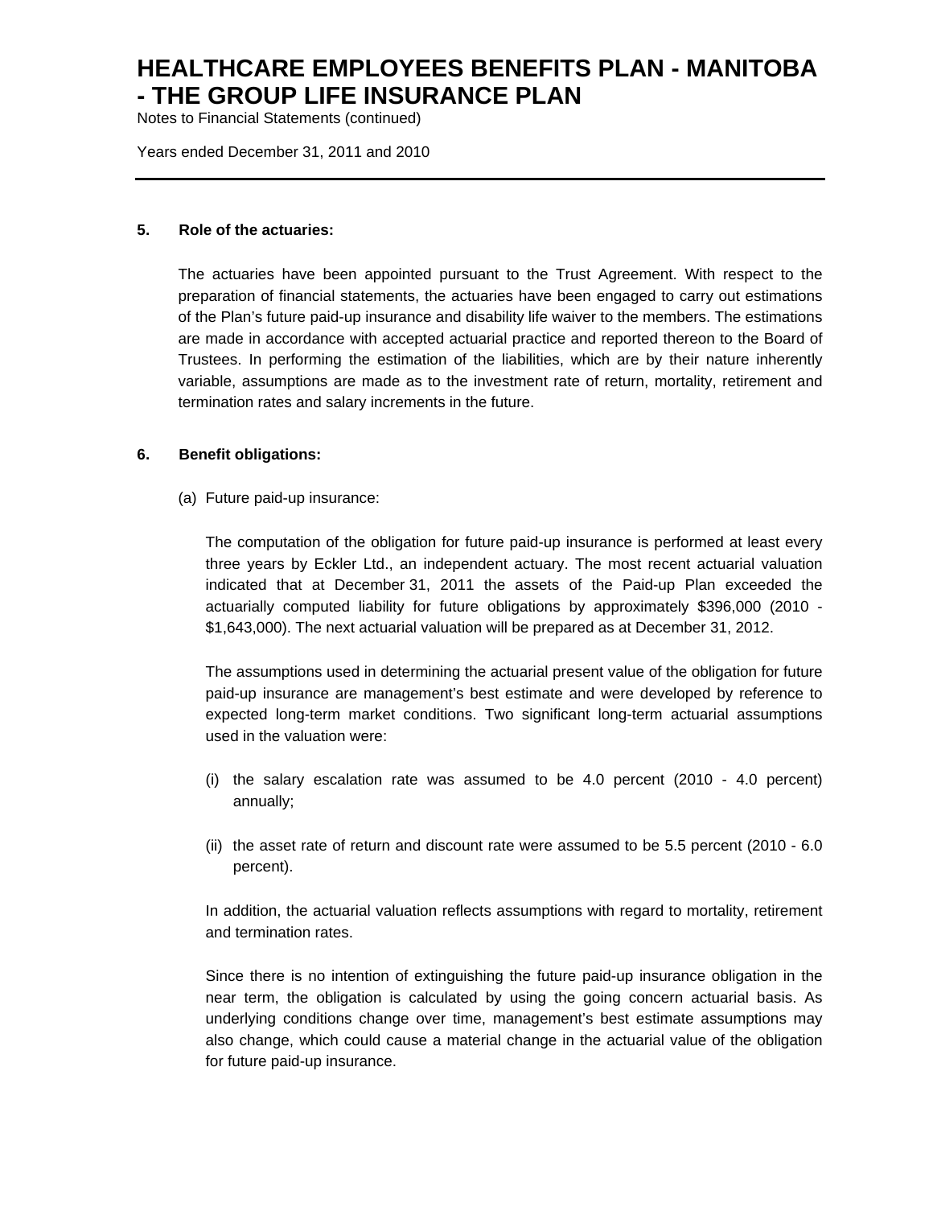# HEALTHCARE EMPLOYEES BENEFITS PLAN - MANITOBA - THE GROUP LIFE INSURANCE PLAN

Notes to Financial Statements (continued)

Years ended December 31, 2011 and 2010

---

**5. Role of the actuaries:**

The actuaries have been appointed pursuant to the Trust Agreement. With respect to the preparation of financial statements, the actuaries have been engaged to carry out estimations of the Plan's future paid-up insurance and disability life waiver to the members. The estimations are made in accordance with accepted actuarial practice and reported thereon to the Board of Trustees. In performing the estimation of the liabilities, which are by their nature inherently variable, assumptions are made as to the investment rate of return, mortality, retirement and termination rates and salary increments in the future.

**6. Benefit obligations:**

(a) Future paid-up insurance:

The computation of the obligation for future paid-up insurance is performed at least every three years by Eckler Ltd., an independent actuary. The most recent actuarial valuation indicated that at December 31, 2011 the assets of the Paid-up Plan exceeded the actuarially computed liability for future obligations by approximately $396,000 (2010 - $1,643,000). The next actuarial valuation will be prepared as at December 31, 2012.

The assumptions used in determining the actuarial present value of the obligation for future paid-up insurance are management's best estimate and were developed by reference to expected long-term market conditions. Two significant long-term actuarial assumptions used in the valuation were:

(i) the salary escalation rate was assumed to be 4.0 percent (2010 - 4.0 percent) annually;

(ii) the asset rate of return and discount rate were assumed to be 5.5 percent (2010 - 6.0 percent).

In addition, the actuarial valuation reflects assumptions with regard to mortality, retirement and termination rates.

Since there is no intention of extinguishing the future paid-up insurance obligation in the near term, the obligation is calculated by using the going concern actuarial basis. As underlying conditions change over time, management's best estimate assumptions may also change, which could cause a material change in the actuarial value of the obligation for future paid-up insurance.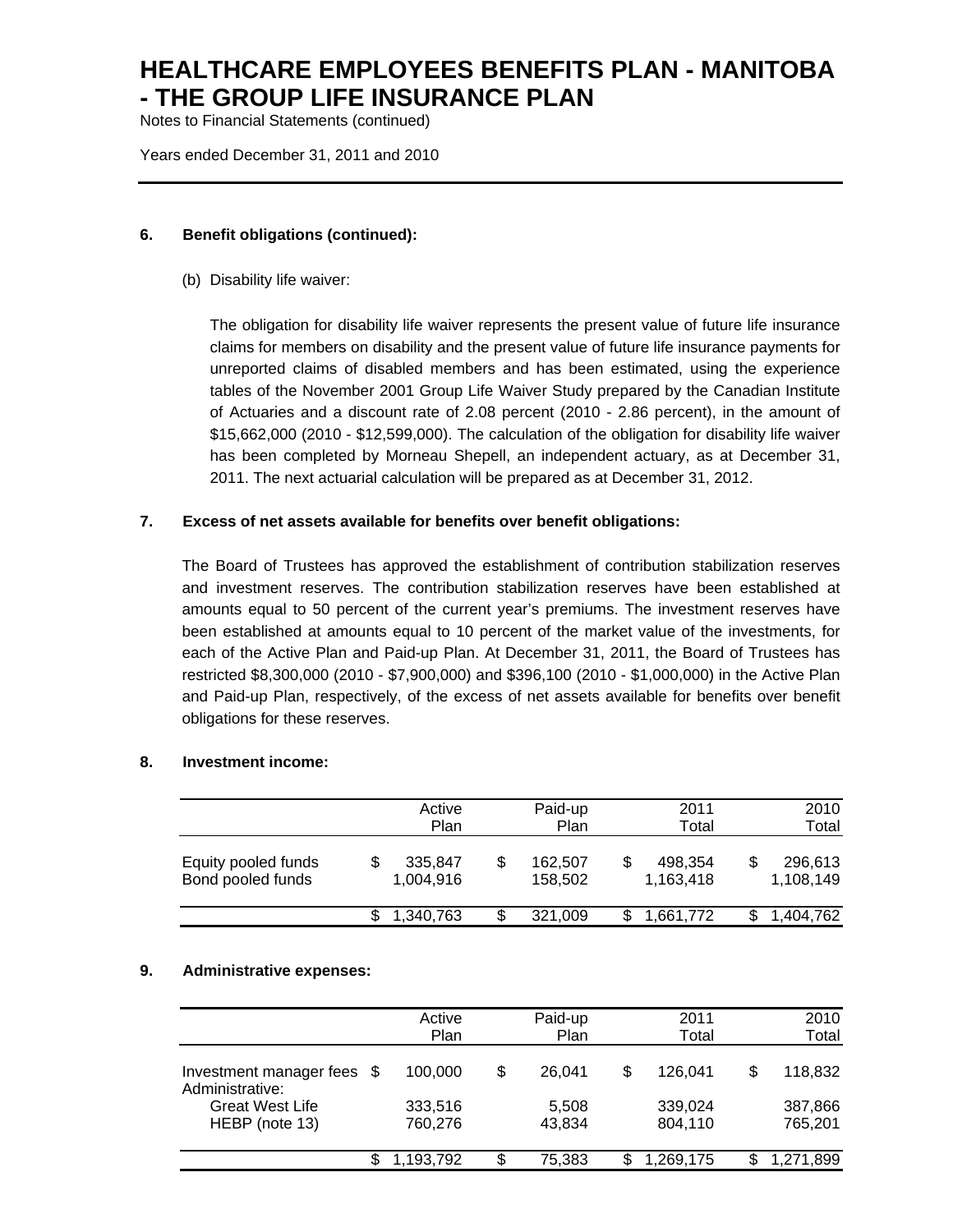# HEALTHCARE EMPLOYEES BENEFITS PLAN - MANITOBA - THE GROUP LIFE INSURANCE PLAN

Notes to Financial Statements (continued)

Years ended December 31, 2011 and 2010

## 6. Benefit obligations (continued):

(b) Disability life waiver:

The obligation for disability life waiver represents the present value of future life insurance claims for members on disability and the present value of future life insurance payments for unreported claims of disabled members and has been estimated, using the experience tables of the November 2001 Group Life Waiver Study prepared by the Canadian Institute of Actuaries and a discount rate of 2.08 percent (2010 - 2.86 percent), in the amount of $15,662,000 (2010 - $12,599,000). The calculation of the obligation for disability life waiver has been completed by Morneau Shepell, an independent actuary, as at December 31, 2011. The next actuarial calculation will be prepared as at December 31, 2012.

## 7. Excess of net assets available for benefits over benefit obligations:

The Board of Trustees has approved the establishment of contribution stabilization reserves and investment reserves. The contribution stabilization reserves have been established at amounts equal to 50 percent of the current year's premiums. The investment reserves have been established at amounts equal to 10 percent of the market value of the investments, for each of the Active Plan and Paid-up Plan. At December 31, 2011, the Board of Trustees has restricted $8,300,000 (2010 - $7,900,000) and $396,100 (2010 - $1,000,000) in the Active Plan and Paid-up Plan, respectively, of the excess of net assets available for benefits over benefit obligations for these reserves.

## 8. Investment income:

| | Active Plan | Paid-up Plan | 2011 Total | 2010 Total |
|---|---|---|---|---|
| Equity pooled funds | $ 335,847 | $ 162,507 | $ 498,354 | $ 296,613 |
| Bond pooled funds | 1,004,916 | 158,502 | 1,163,418 | 1,108,149 |
| | $ 1,340,763 | $ 321,009 | $ 1,661,772 | $ 1,404,762 |

## 9. Administrative expenses:

| | Active Plan | Paid-up Plan | 2011 Total | 2010 Total |
|---|---|---|---|---|
| Investment manager fees | $ 100,000 | $ 26,041 | $ 126,041 | $ 118,832 |
| Administrative: | | | | |
| Great West Life | 333,516 | 5,508 | 339,024 | 387,866 |
| HEBP (note 13) | 760,276 | 43,834 | 804,110 | 765,201 |
| | $ 1,193,792 | $ 75,383 | $ 1,269,175 | $ 1,271,899 |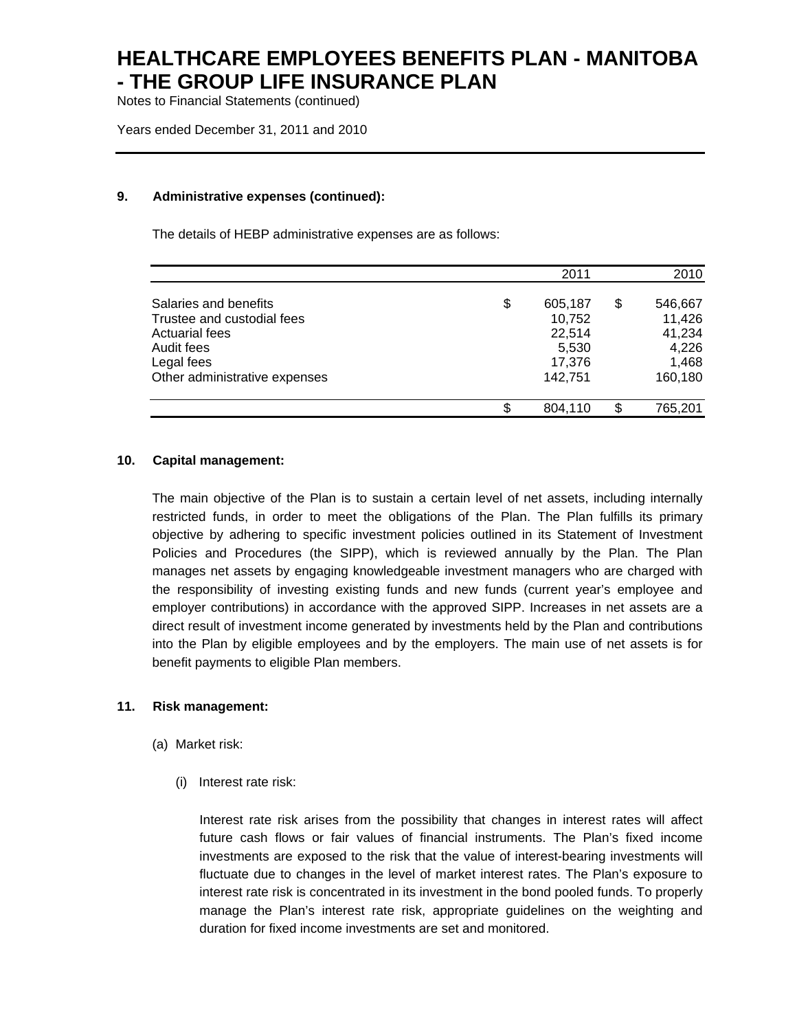### 9. Administrative expenses (continued):

The details of HEBP administrative expenses are as follows:

| | 2011 | 2010 |
|---|---|---|
| Salaries and benefits | $ 605,187 | $ 546,667 |
| Trustee and custodial fees | 10,752 | 11,426 |
| Actuarial fees | 22,514 | 41,234 |
| Audit fees | 5,530 | 4,226 |
| Legal fees | 17,376 | 1,468 |
| Other administrative expenses | 142,751 | 160,180 |
| | $ 804,110 | $ 765,201 |

### 10. Capital management:

The main objective of the Plan is to sustain a certain level of net assets, including internally restricted funds, in order to meet the obligations of the Plan. The Plan fulfills its primary objective by adhering to specific investment policies outlined in its Statement of Investment Policies and Procedures (the SIPP), which is reviewed annually by the Plan. The Plan manages net assets by engaging knowledgeable investment managers who are charged with the responsibility of investing existing funds and new funds (current year's employee and employer contributions) in accordance with the approved SIPP. Increases in net assets are a direct result of investment income generated by investments held by the Plan and contributions into the Plan by eligible employees and by the employers. The main use of net assets is for benefit payments to eligible Plan members.

### 11. Risk management:

(a) Market risk:

(i) Interest rate risk:

Interest rate risk arises from the possibility that changes in interest rates will affect future cash flows or fair values of financial instruments. The Plan's fixed income investments are exposed to the risk that the value of interest-bearing investments will fluctuate due to changes in the level of market interest rates. The Plan's exposure to interest rate risk is concentrated in its investment in the bond pooled funds. To properly manage the Plan's interest rate risk, appropriate guidelines on the weighting and duration for fixed income investments are set and monitored.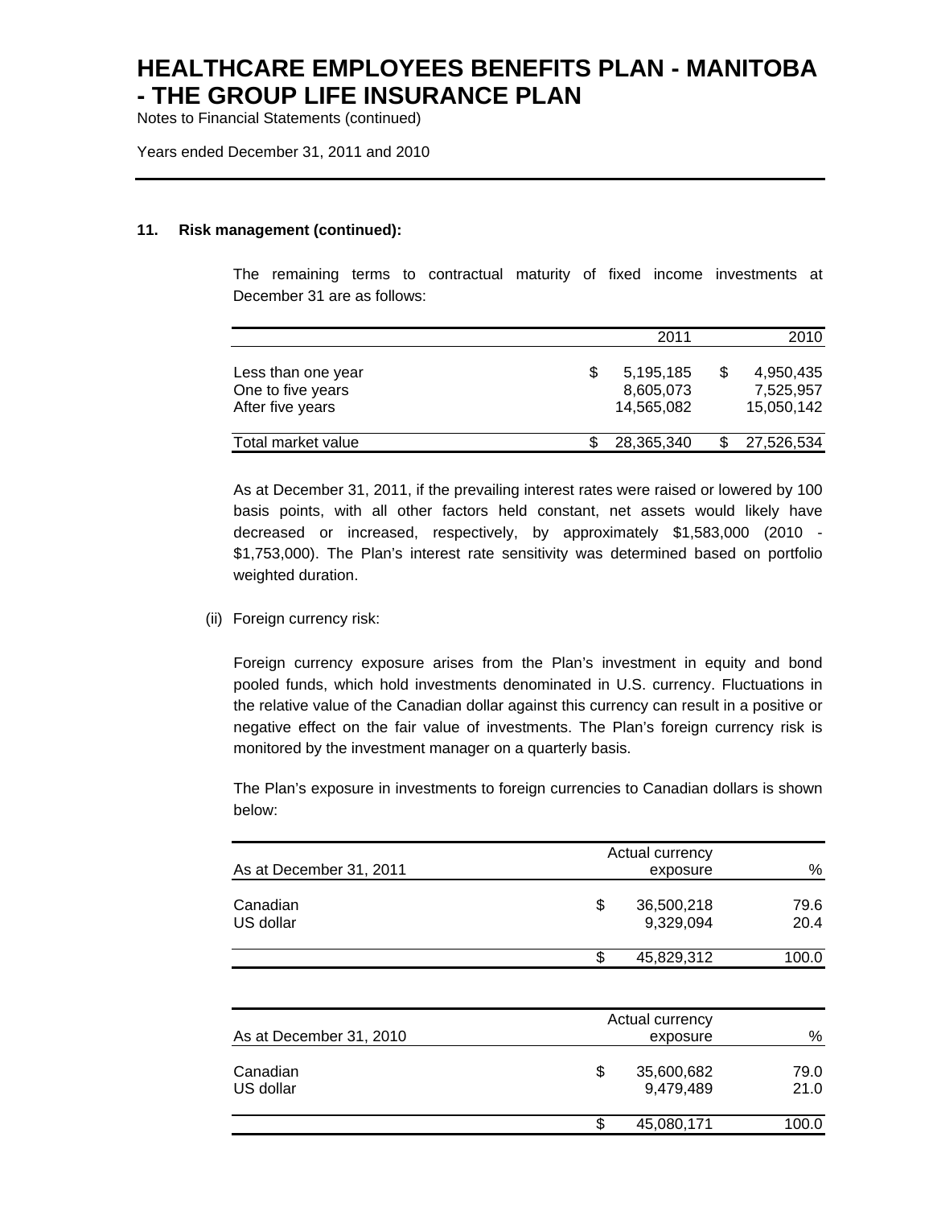# HEALTHCARE EMPLOYEES BENEFITS PLAN - MANITOBA - THE GROUP LIFE INSURANCE PLAN

Notes to Financial Statements (continued)

Years ended December 31, 2011 and 2010

**11. Risk management (continued):**

The remaining terms to contractual maturity of fixed income investments at December 31 are as follows:

| | 2011 | 2010 |
|---|---|---|
| Less than one year | $ 5,195,185 | $ 4,950,435 |
| One to five years | 8,605,073 | 7,525,957 |
| After five years | 14,565,082 | 15,050,142 |
| Total market value | $ 28,365,340 | $ 27,526,534 |

As at December 31, 2011, if the prevailing interest rates were raised or lowered by 100 basis points, with all other factors held constant, net assets would likely have decreased or increased, respectively, by approximately $1,583,000 (2010 - $1,753,000). The Plan's interest rate sensitivity was determined based on portfolio weighted duration.

(ii) Foreign currency risk:

Foreign currency exposure arises from the Plan's investment in equity and bond pooled funds, which hold investments denominated in U.S. currency. Fluctuations in the relative value of the Canadian dollar against this currency can result in a positive or negative effect on the fair value of investments. The Plan's foreign currency risk is monitored by the investment manager on a quarterly basis.

The Plan's exposure in investments to foreign currencies to Canadian dollars is shown below:

| As at December 31, 2011 | Actual currency exposure | % |
|---|---|---|
| Canadian | $ 36,500,218 | 79.6 |
| US dollar | 9,329,094 | 20.4 |
| | $ 45,829,312 | 100.0 |

| As at December 31, 2010 | Actual currency exposure | % |
|---|---|---|
| Canadian | $ 35,600,682 | 79.0 |
| US dollar | 9,479,489 | 21.0 |
| | $ 45,080,171 | 100.0 |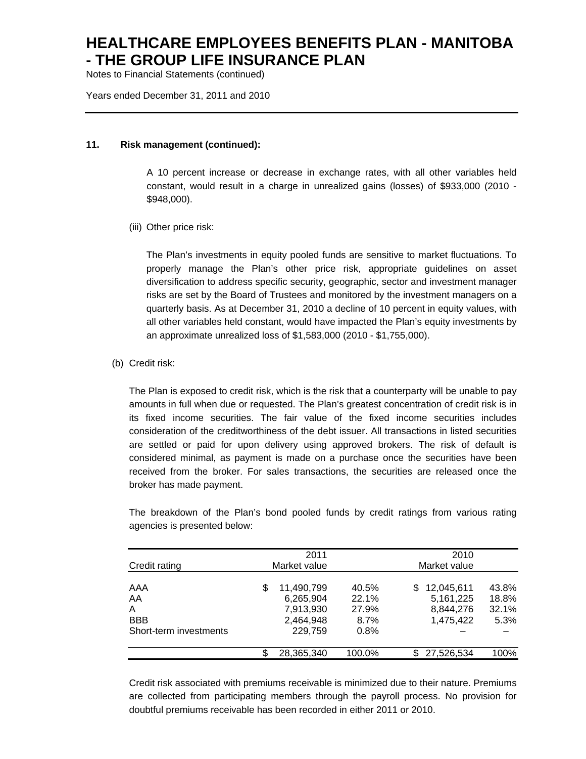## 11. Risk management (continued):

A 10 percent increase or decrease in exchange rates, with all other variables held constant, would result in a charge in unrealized gains (losses) of $933,000 (2010 - $948,000).

(iii) Other price risk:

The Plan's investments in equity pooled funds are sensitive to market fluctuations. To properly manage the Plan's other price risk, appropriate guidelines on asset diversification to address specific security, geographic, sector and investment manager risks are set by the Board of Trustees and monitored by the investment managers on a quarterly basis. As at December 31, 2010 a decline of 10 percent in equity values, with all other variables held constant, would have impacted the Plan's equity investments by an approximate unrealized loss of $1,583,000 (2010 - $1,755,000).

(b) Credit risk:

The Plan is exposed to credit risk, which is the risk that a counterparty will be unable to pay amounts in full when due or requested. The Plan's greatest concentration of credit risk is in its fixed income securities. The fair value of the fixed income securities includes consideration of the creditworthiness of the debt issuer. All transactions in listed securities are settled or paid for upon delivery using approved brokers. The risk of default is considered minimal, as payment is made on a purchase once the securities have been received from the broker. For sales transactions, the securities are released once the broker has made payment.

The breakdown of the Plan's bond pooled funds by credit ratings from various rating agencies is presented below:

| Credit rating | 2011 Market value | | 2010 Market value | |
|---|---|---|---|---|
| AAA | $ 11,490,799 | 40.5% | $ 12,045,611 | 43.8% |
| AA | 6,265,904 | 22.1% | 5,161,225 | 18.8% |
| A | 7,913,930 | 27.9% | 8,844,276 | 32.1% |
| BBB | 2,464,948 | 8.7% | 1,475,422 | 5.3% |
| Short-term investments | 229,759 | 0.8% | – | – |
| | $ 28,365,340 | 100.0% | $ 27,526,534 | 100% |

Credit risk associated with premiums receivable is minimized due to their nature. Premiums are collected from participating members through the payroll process. No provision for doubtful premiums receivable has been recorded in either 2011 or 2010.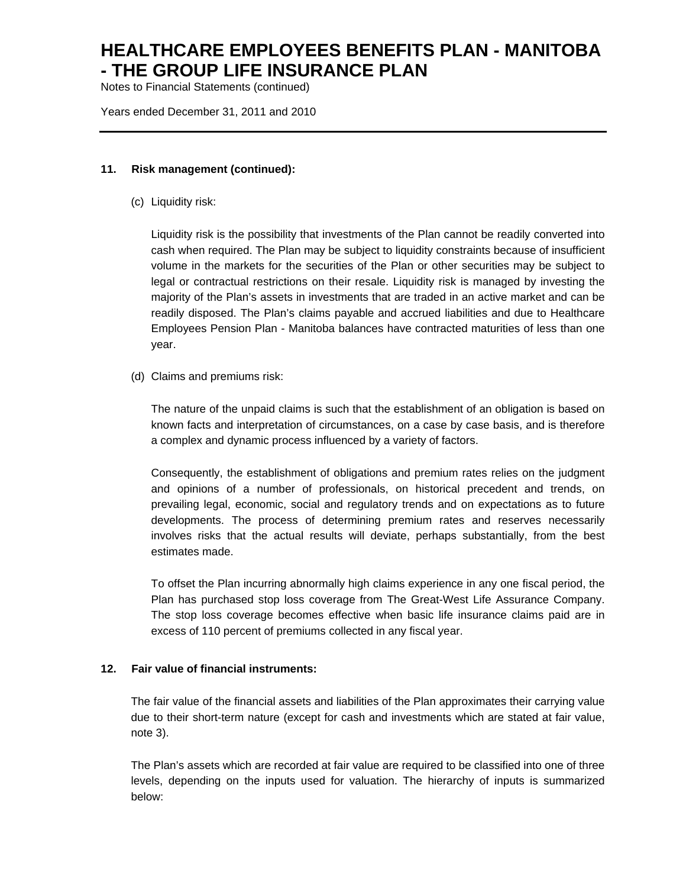## 11. Risk management (continued):

(c) Liquidity risk:

Liquidity risk is the possibility that investments of the Plan cannot be readily converted into cash when required. The Plan may be subject to liquidity constraints because of insufficient volume in the markets for the securities of the Plan or other securities may be subject to legal or contractual restrictions on their resale. Liquidity risk is managed by investing the majority of the Plan's assets in investments that are traded in an active market and can be readily disposed. The Plan's claims payable and accrued liabilities and due to Healthcare Employees Pension Plan - Manitoba balances have contracted maturities of less than one year.

(d) Claims and premiums risk:

The nature of the unpaid claims is such that the establishment of an obligation is based on known facts and interpretation of circumstances, on a case by case basis, and is therefore a complex and dynamic process influenced by a variety of factors.

Consequently, the establishment of obligations and premium rates relies on the judgment and opinions of a number of professionals, on historical precedent and trends, on prevailing legal, economic, social and regulatory trends and on expectations as to future developments. The process of determining premium rates and reserves necessarily involves risks that the actual results will deviate, perhaps substantially, from the best estimates made.

To offset the Plan incurring abnormally high claims experience in any one fiscal period, the Plan has purchased stop loss coverage from The Great-West Life Assurance Company. The stop loss coverage becomes effective when basic life insurance claims paid are in excess of 110 percent of premiums collected in any fiscal year.

## 12. Fair value of financial instruments:

The fair value of the financial assets and liabilities of the Plan approximates their carrying value due to their short-term nature (except for cash and investments which are stated at fair value, note 3).

The Plan's assets which are recorded at fair value are required to be classified into one of three levels, depending on the inputs used for valuation. The hierarchy of inputs is summarized below: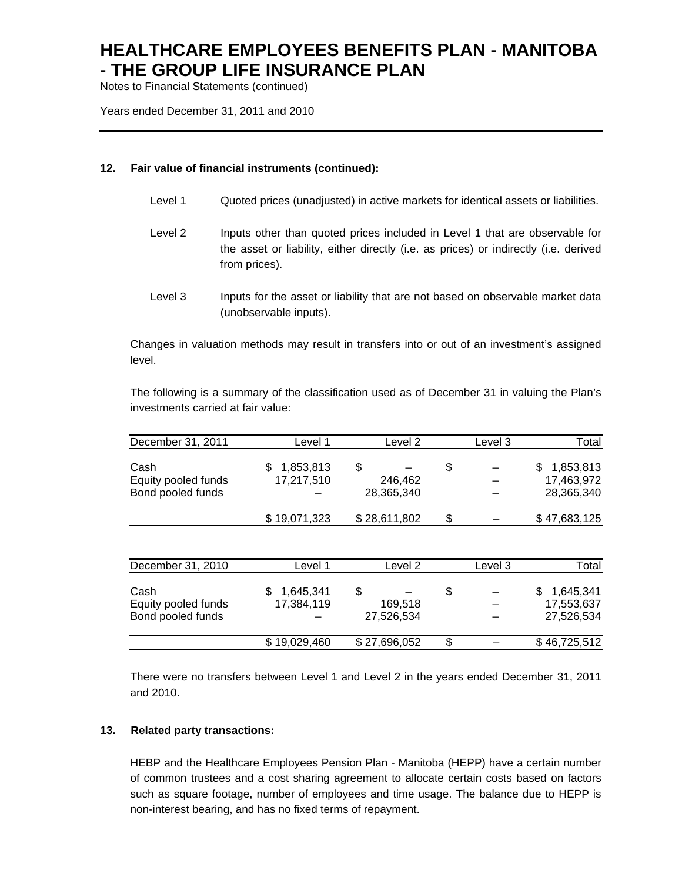## 12. Fair value of financial instruments (continued):

Level 1 Quoted prices (unadjusted) in active markets for identical assets or liabilities.

Level 2 Inputs other than quoted prices included in Level 1 that are observable for the asset or liability, either directly (i.e. as prices) or indirectly (i.e. derived from prices).

Level 3 Inputs for the asset or liability that are not based on observable market data (unobservable inputs).

Changes in valuation methods may result in transfers into or out of an investment's assigned level.

The following is a summary of the classification used as of December 31 in valuing the Plan's investments carried at fair value:

| December 31, 2011 | Level 1 | Level 2 | Level 3 | Total |
|---|---|---|---|---|
| Cash | $ 1,853,813 | $ – | $ – | $ 1,853,813 |
| Equity pooled funds | 17,217,510 | 246,462 | – | 17,463,972 |
| Bond pooled funds | – | 28,365,340 | – | 28,365,340 |
| | $ 19,071,323 | $ 28,611,802 | $ – | $ 47,683,125 |

| December 31, 2010 | Level 1 | Level 2 | Level 3 | Total |
|---|---|---|---|---|
| Cash | $ 1,645,341 | $ – | $ – | $ 1,645,341 |
| Equity pooled funds | 17,384,119 | 169,518 | – | 17,553,637 |
| Bond pooled funds | – | 27,526,534 | – | 27,526,534 |
| | $ 19,029,460 | $ 27,696,052 | $ – | $ 46,725,512 |

There were no transfers between Level 1 and Level 2 in the years ended December 31, 2011 and 2010.

## 13. Related party transactions:

HEBP and the Healthcare Employees Pension Plan - Manitoba (HEPP) have a certain number of common trustees and a cost sharing agreement to allocate certain costs based on factors such as square footage, number of employees and time usage. The balance due to HEPP is non-interest bearing, and has no fixed terms of repayment.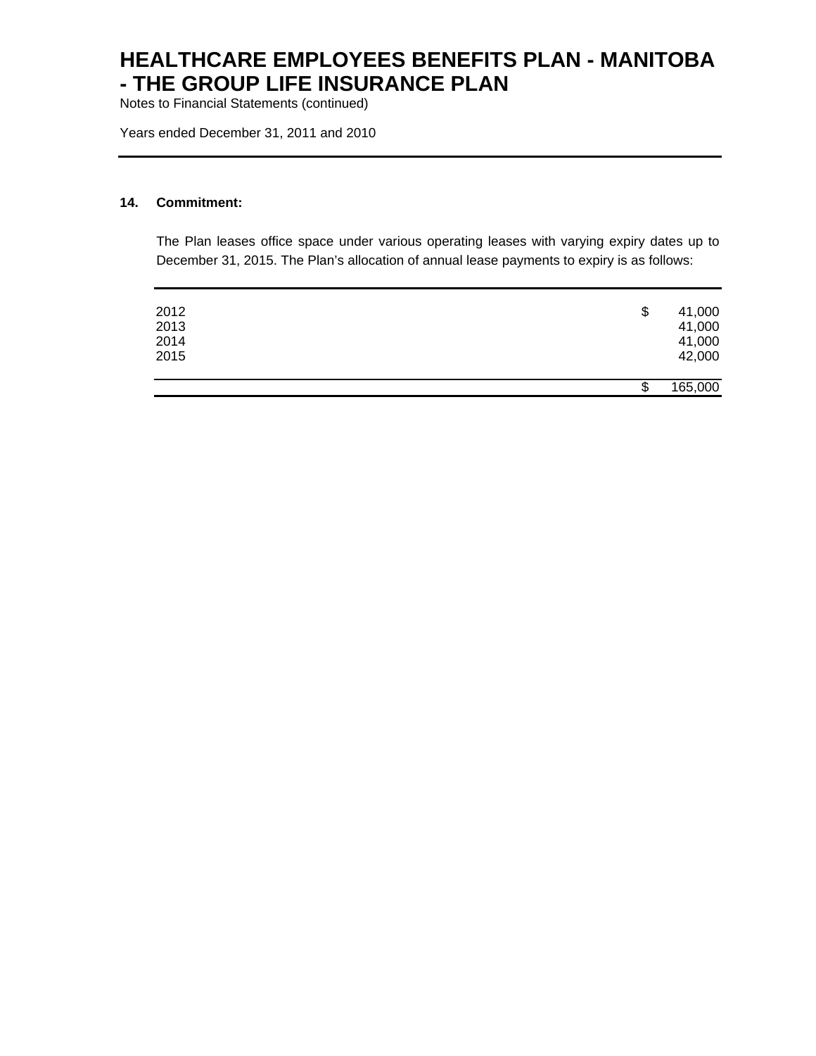## 14. Commitment:

The Plan leases office space under various operating leases with varying expiry dates up to December 31, 2015. The Plan's allocation of annual lease payments to expiry is as follows:

| | | |
|---|---|---|
| 2012 | $ | 41,000 |
| 2013 | | 41,000 |
| 2014 | | 41,000 |
| 2015 | | 42,000 |
| | $ | 165,000 |